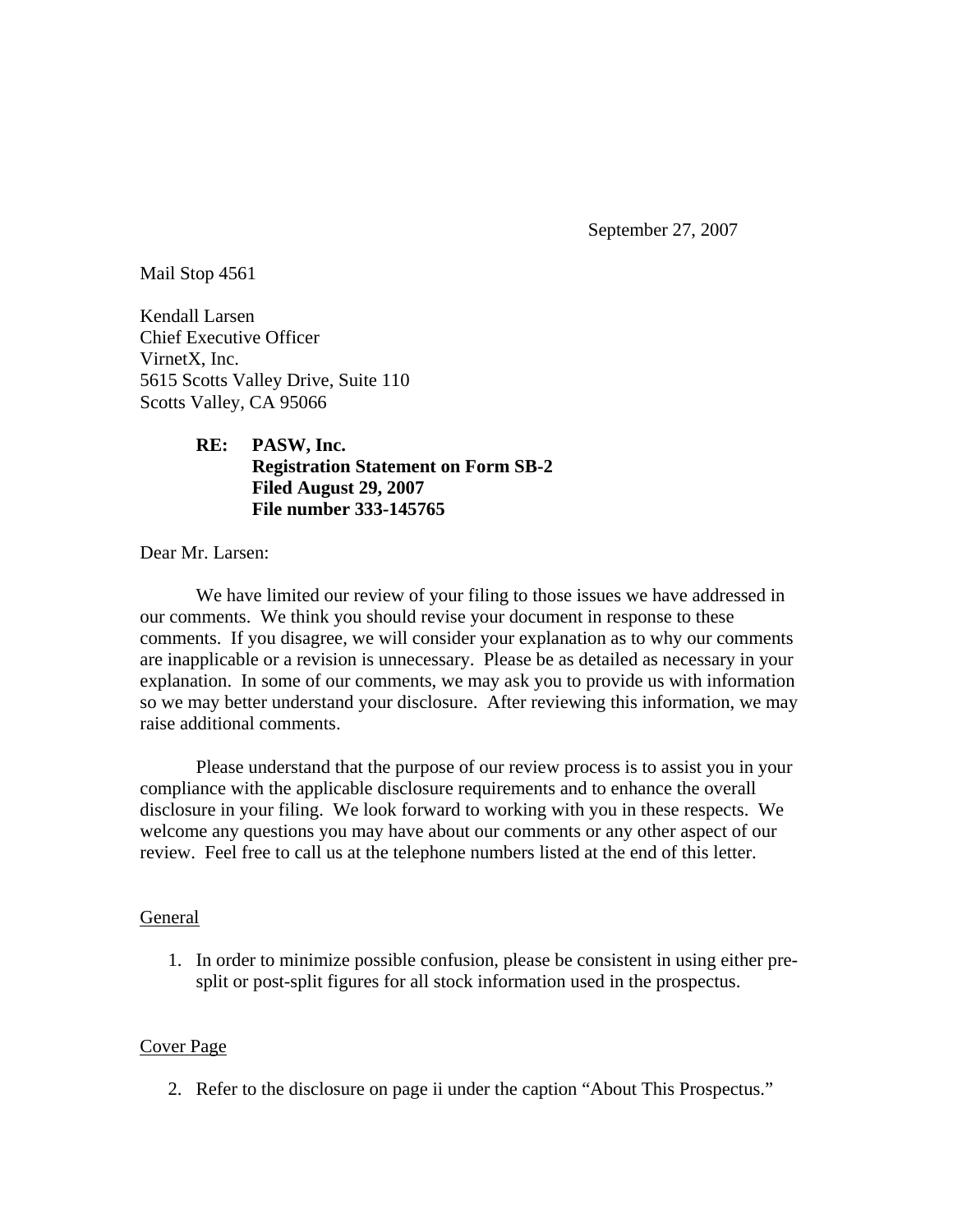September 27, 2007

Mail Stop 4561

Kendall Larsen
Chief Executive Officer
VirnetX, Inc.
5615 Scotts Valley Drive, Suite 110
Scotts Valley, CA 95066

**RE: PASW, Inc.**
**Registration Statement on Form SB-2**
**Filed August 29, 2007**
**File number 333-145765**

Dear Mr. Larsen:

We have limited our review of your filing to those issues we have addressed in our comments. We think you should revise your document in response to these comments. If you disagree, we will consider your explanation as to why our comments are inapplicable or a revision is unnecessary. Please be as detailed as necessary in your explanation. In some of our comments, we may ask you to provide us with information so we may better understand your disclosure. After reviewing this information, we may raise additional comments.

Please understand that the purpose of our review process is to assist you in your compliance with the applicable disclosure requirements and to enhance the overall disclosure in your filing. We look forward to working with you in these respects. We welcome any questions you may have about our comments or any other aspect of our review. Feel free to call us at the telephone numbers listed at the end of this letter.

<u>General</u>

1. In order to minimize possible confusion, please be consistent in using either pre-split or post-split figures for all stock information used in the prospectus.

<u>Cover Page</u>

2. Refer to the disclosure on page ii under the caption "About This Prospectus."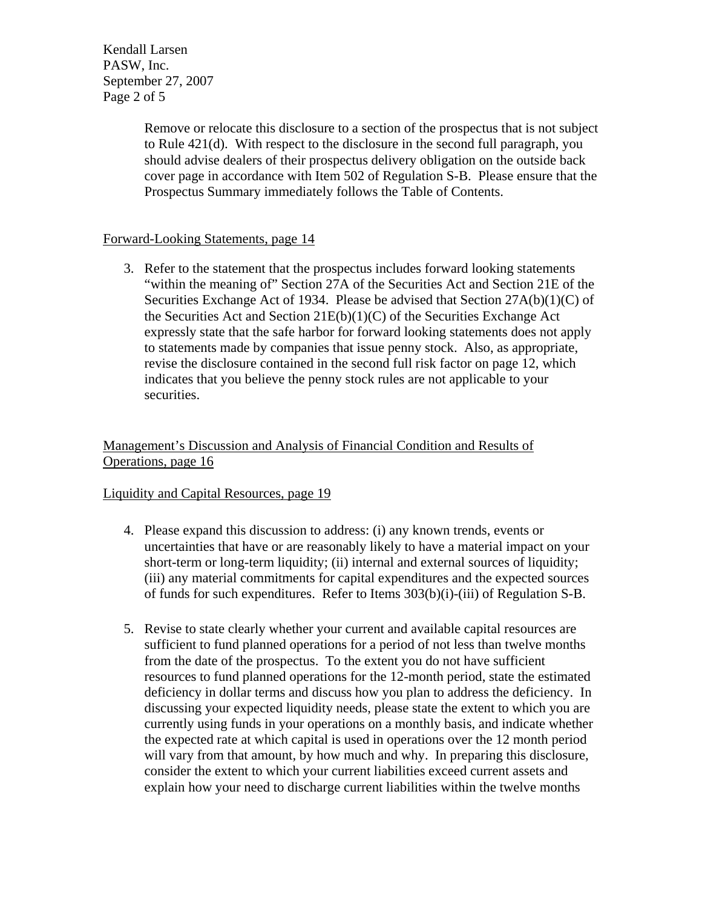Remove or relocate this disclosure to a section of the prospectus that is not subject to Rule 421(d). With respect to the disclosure in the second full paragraph, you should advise dealers of their prospectus delivery obligation on the outside back cover page in accordance with Item 502 of Regulation S-B. Please ensure that the Prospectus Summary immediately follows the Table of Contents.

Forward-Looking Statements, page 14

3. Refer to the statement that the prospectus includes forward looking statements "within the meaning of" Section 27A of the Securities Act and Section 21E of the Securities Exchange Act of 1934. Please be advised that Section 27A(b)(1)(C) of the Securities Act and Section 21E(b)(1)(C) of the Securities Exchange Act expressly state that the safe harbor for forward looking statements does not apply to statements made by companies that issue penny stock. Also, as appropriate, revise the disclosure contained in the second full risk factor on page 12, which indicates that you believe the penny stock rules are not applicable to your securities.

Management's Discussion and Analysis of Financial Condition and Results of Operations, page 16

Liquidity and Capital Resources, page 19

4. Please expand this discussion to address: (i) any known trends, events or uncertainties that have or are reasonably likely to have a material impact on your short-term or long-term liquidity; (ii) internal and external sources of liquidity; (iii) any material commitments for capital expenditures and the expected sources of funds for such expenditures. Refer to Items 303(b)(i)-(iii) of Regulation S-B.

5. Revise to state clearly whether your current and available capital resources are sufficient to fund planned operations for a period of not less than twelve months from the date of the prospectus. To the extent you do not have sufficient resources to fund planned operations for the 12-month period, state the estimated deficiency in dollar terms and discuss how you plan to address the deficiency. In discussing your expected liquidity needs, please state the extent to which you are currently using funds in your operations on a monthly basis, and indicate whether the expected rate at which capital is used in operations over the 12 month period will vary from that amount, by how much and why. In preparing this disclosure, consider the extent to which your current liabilities exceed current assets and explain how your need to discharge current liabilities within the twelve months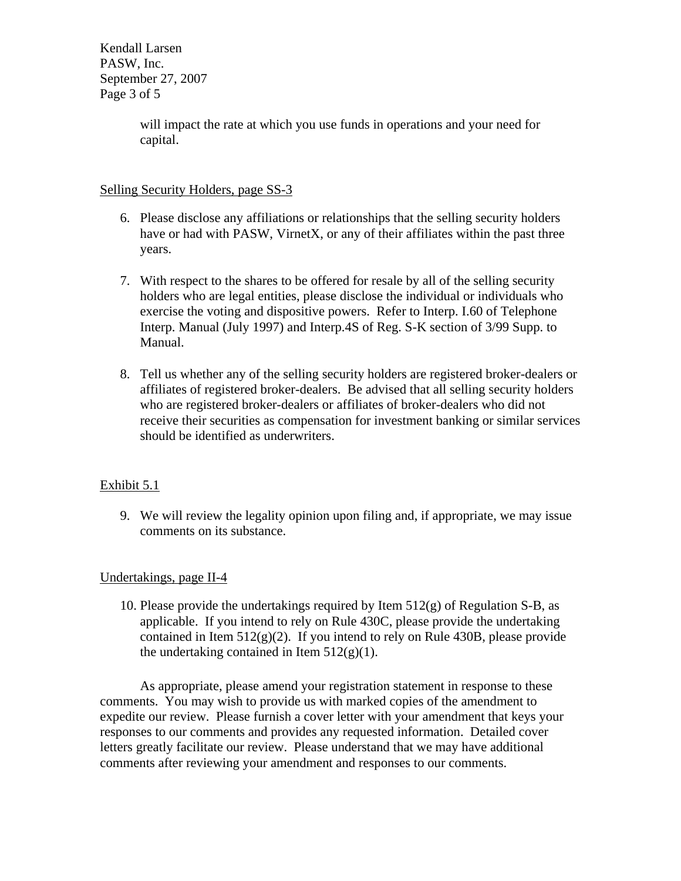will impact the rate at which you use funds in operations and your need for capital.

Selling Security Holders, page SS-3

6. Please disclose any affiliations or relationships that the selling security holders have or had with PASW, VirnetX, or any of their affiliates within the past three years.

7. With respect to the shares to be offered for resale by all of the selling security holders who are legal entities, please disclose the individual or individuals who exercise the voting and dispositive powers. Refer to Interp. I.60 of Telephone Interp. Manual (July 1997) and Interp.4S of Reg. S-K section of 3/99 Supp. to Manual.

8. Tell us whether any of the selling security holders are registered broker-dealers or affiliates of registered broker-dealers. Be advised that all selling security holders who are registered broker-dealers or affiliates of broker-dealers who did not receive their securities as compensation for investment banking or similar services should be identified as underwriters.

Exhibit 5.1

9. We will review the legality opinion upon filing and, if appropriate, we may issue comments on its substance.

Undertakings, page II-4

10. Please provide the undertakings required by Item 512(g) of Regulation S-B, as applicable. If you intend to rely on Rule 430C, please provide the undertaking contained in Item 512(g)(2). If you intend to rely on Rule 430B, please provide the undertaking contained in Item 512(g)(1).

As appropriate, please amend your registration statement in response to these comments. You may wish to provide us with marked copies of the amendment to expedite our review. Please furnish a cover letter with your amendment that keys your responses to our comments and provides any requested information. Detailed cover letters greatly facilitate our review. Please understand that we may have additional comments after reviewing your amendment and responses to our comments.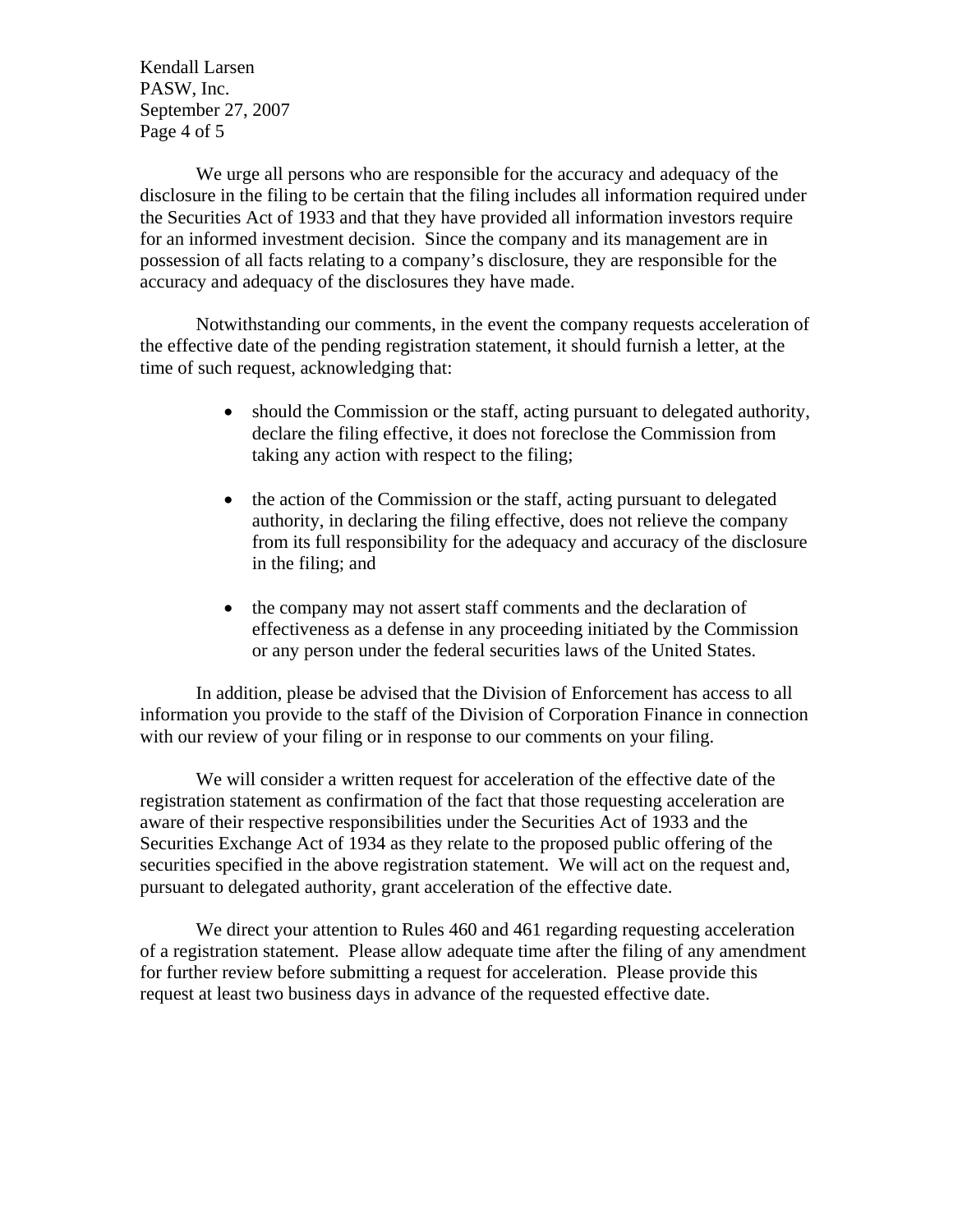We urge all persons who are responsible for the accuracy and adequacy of the disclosure in the filing to be certain that the filing includes all information required under the Securities Act of 1933 and that they have provided all information investors require for an informed investment decision. Since the company and its management are in possession of all facts relating to a company's disclosure, they are responsible for the accuracy and adequacy of the disclosures they have made.

Notwithstanding our comments, in the event the company requests acceleration of the effective date of the pending registration statement, it should furnish a letter, at the time of such request, acknowledging that:

- should the Commission or the staff, acting pursuant to delegated authority, declare the filing effective, it does not foreclose the Commission from taking any action with respect to the filing;
- the action of the Commission or the staff, acting pursuant to delegated authority, in declaring the filing effective, does not relieve the company from its full responsibility for the adequacy and accuracy of the disclosure in the filing; and
- the company may not assert staff comments and the declaration of effectiveness as a defense in any proceeding initiated by the Commission or any person under the federal securities laws of the United States.

In addition, please be advised that the Division of Enforcement has access to all information you provide to the staff of the Division of Corporation Finance in connection with our review of your filing or in response to our comments on your filing.

We will consider a written request for acceleration of the effective date of the registration statement as confirmation of the fact that those requesting acceleration are aware of their respective responsibilities under the Securities Act of 1933 and the Securities Exchange Act of 1934 as they relate to the proposed public offering of the securities specified in the above registration statement. We will act on the request and, pursuant to delegated authority, grant acceleration of the effective date.

We direct your attention to Rules 460 and 461 regarding requesting acceleration of a registration statement. Please allow adequate time after the filing of any amendment for further review before submitting a request for acceleration. Please provide this request at least two business days in advance of the requested effective date.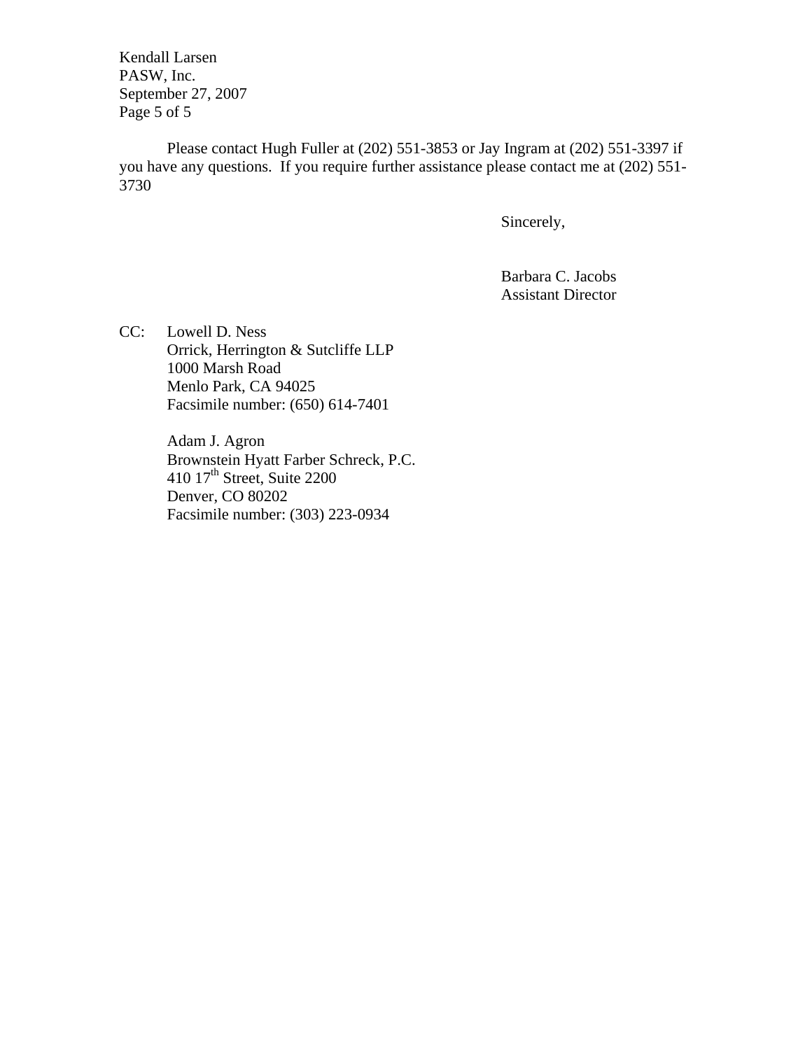Please contact Hugh Fuller at (202) 551-3853 or Jay Ingram at (202) 551-3397 if you have any questions. If you require further assistance please contact me at (202) 551-3730

Sincerely,

Barbara C. Jacobs
Assistant Director

CC: Lowell D. Ness
Orrick, Herrington & Sutcliffe LLP
1000 Marsh Road
Menlo Park, CA 94025
Facsimile number: (650) 614-7401

Adam J. Agron
Brownstein Hyatt Farber Schreck, P.C.
410 17th Street, Suite 2200
Denver, CO 80202
Facsimile number: (303) 223-0934